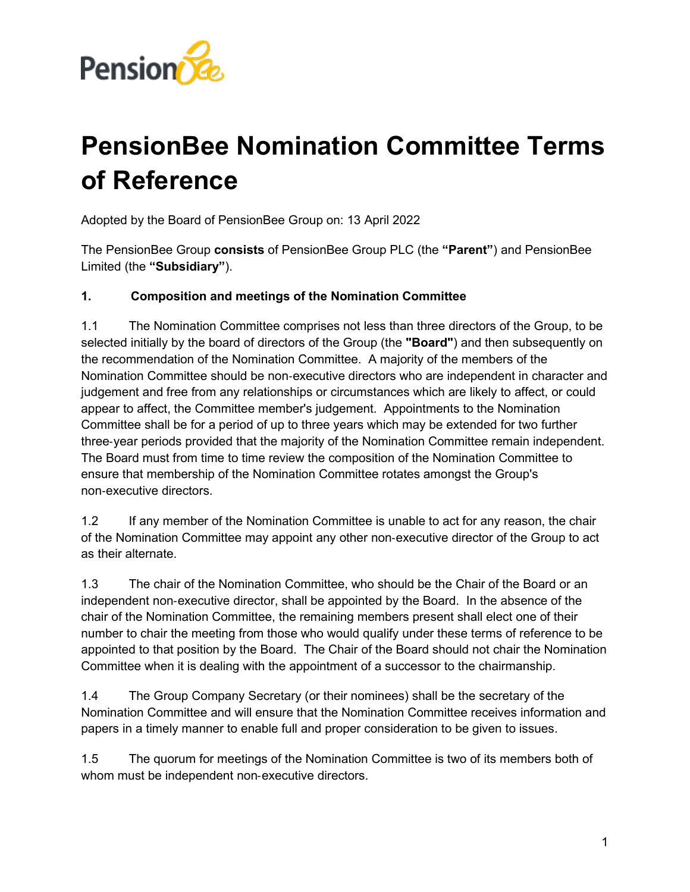# PensionBee Nomination Committee Terms of Reference

Adopted by the Board of PensionBee Group on: 13 April 2022

The PensionBee Group **consists** of PensionBee Group PLC (the **"Parent"**) and PensionBee Limited (the **"Subsidiary"**).

**1. Composition and meetings of the Nomination Committee**

1.1 The Nomination Committee comprises not less than three directors of the Group, to be selected initially by the board of directors of the Group (the **"Board"**) and then subsequently on the recommendation of the Nomination Committee. A majority of the members of the Nomination Committee should be non-executive directors who are independent in character and judgement and free from any relationships or circumstances which are likely to affect, or could appear to affect, the Committee member's judgement. Appointments to the Nomination Committee shall be for a period of up to three years which may be extended for two further three-year periods provided that the majority of the Nomination Committee remain independent. The Board must from time to time review the composition of the Nomination Committee to ensure that membership of the Nomination Committee rotates amongst the Group's non-executive directors.

1.2 If any member of the Nomination Committee is unable to act for any reason, the chair of the Nomination Committee may appoint any other non-executive director of the Group to act as their alternate.

1.3 The chair of the Nomination Committee, who should be the Chair of the Board or an independent non-executive director, shall be appointed by the Board. In the absence of the chair of the Nomination Committee, the remaining members present shall elect one of their number to chair the meeting from those who would qualify under these terms of reference to be appointed to that position by the Board. The Chair of the Board should not chair the Nomination Committee when it is dealing with the appointment of a successor to the chairmanship.

1.4 The Group Company Secretary (or their nominees) shall be the secretary of the Nomination Committee and will ensure that the Nomination Committee receives information and papers in a timely manner to enable full and proper consideration to be given to issues.

1.5 The quorum for meetings of the Nomination Committee is two of its members both of whom must be independent non-executive directors.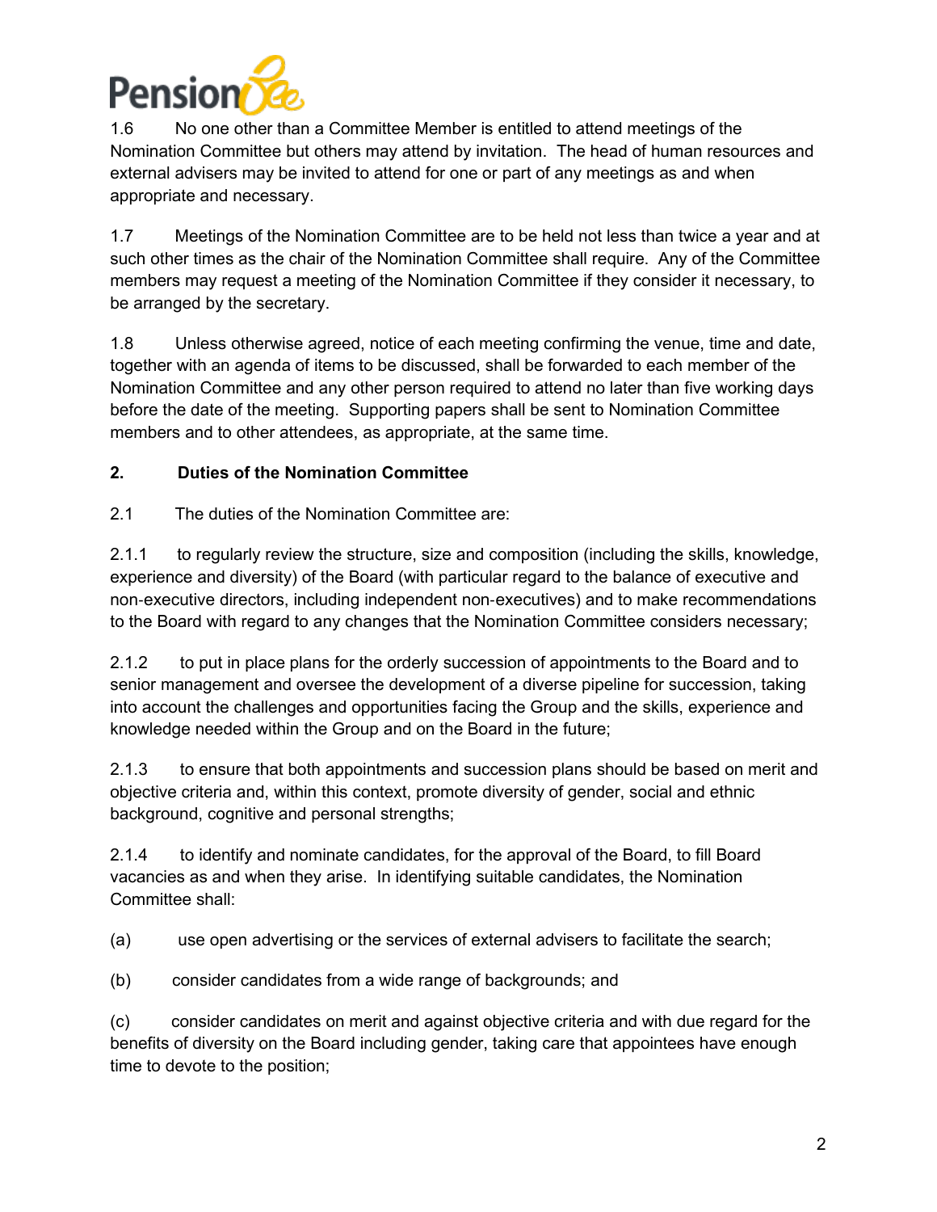1.6 No one other than a Committee Member is entitled to attend meetings of the Nomination Committee but others may attend by invitation. The head of human resources and external advisers may be invited to attend for one or part of any meetings as and when appropriate and necessary.

1.7 Meetings of the Nomination Committee are to be held not less than twice a year and at such other times as the chair of the Nomination Committee shall require. Any of the Committee members may request a meeting of the Nomination Committee if they consider it necessary, to be arranged by the secretary.

1.8 Unless otherwise agreed, notice of each meeting confirming the venue, time and date, together with an agenda of items to be discussed, shall be forwarded to each member of the Nomination Committee and any other person required to attend no later than five working days before the date of the meeting. Supporting papers shall be sent to Nomination Committee members and to other attendees, as appropriate, at the same time.

## 2. Duties of the Nomination Committee

2.1 The duties of the Nomination Committee are:

2.1.1 to regularly review the structure, size and composition (including the skills, knowledge, experience and diversity) of the Board (with particular regard to the balance of executive and non-executive directors, including independent non-executives) and to make recommendations to the Board with regard to any changes that the Nomination Committee considers necessary;

2.1.2 to put in place plans for the orderly succession of appointments to the Board and to senior management and oversee the development of a diverse pipeline for succession, taking into account the challenges and opportunities facing the Group and the skills, experience and knowledge needed within the Group and on the Board in the future;

2.1.3 to ensure that both appointments and succession plans should be based on merit and objective criteria and, within this context, promote diversity of gender, social and ethnic background, cognitive and personal strengths;

2.1.4 to identify and nominate candidates, for the approval of the Board, to fill Board vacancies as and when they arise. In identifying suitable candidates, the Nomination Committee shall:

(a) use open advertising or the services of external advisers to facilitate the search;

(b) consider candidates from a wide range of backgrounds; and

(c) consider candidates on merit and against objective criteria and with due regard for the benefits of diversity on the Board including gender, taking care that appointees have enough time to devote to the position;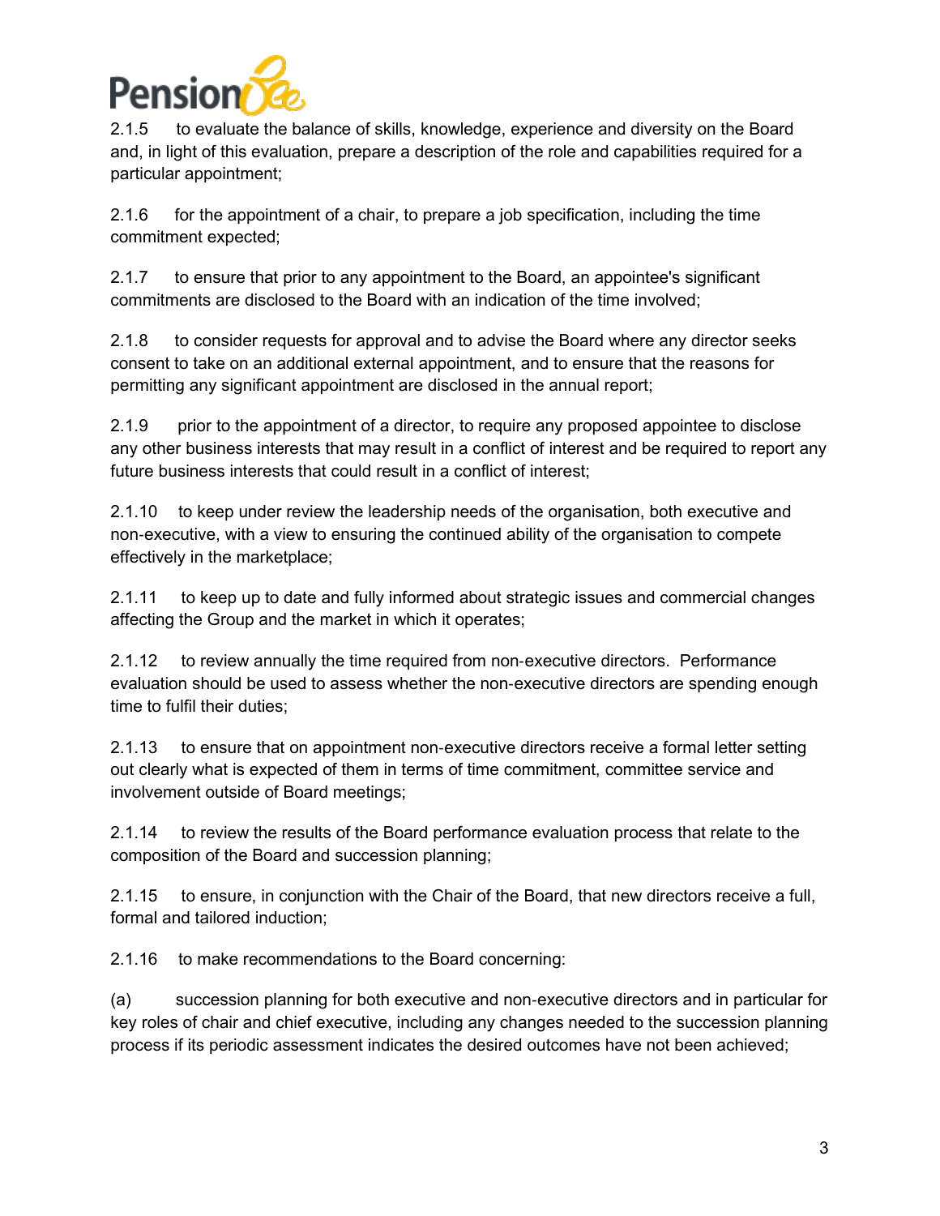2.1.5 to evaluate the balance of skills, knowledge, experience and diversity on the Board and, in light of this evaluation, prepare a description of the role and capabilities required for a particular appointment;

2.1.6 for the appointment of a chair, to prepare a job specification, including the time commitment expected;

2.1.7 to ensure that prior to any appointment to the Board, an appointee's significant commitments are disclosed to the Board with an indication of the time involved;

2.1.8 to consider requests for approval and to advise the Board where any director seeks consent to take on an additional external appointment, and to ensure that the reasons for permitting any significant appointment are disclosed in the annual report;

2.1.9 prior to the appointment of a director, to require any proposed appointee to disclose any other business interests that may result in a conflict of interest and be required to report any future business interests that could result in a conflict of interest;

2.1.10 to keep under review the leadership needs of the organisation, both executive and non-executive, with a view to ensuring the continued ability of the organisation to compete effectively in the marketplace;

2.1.11 to keep up to date and fully informed about strategic issues and commercial changes affecting the Group and the market in which it operates;

2.1.12 to review annually the time required from non-executive directors. Performance evaluation should be used to assess whether the non-executive directors are spending enough time to fulfil their duties;

2.1.13 to ensure that on appointment non-executive directors receive a formal letter setting out clearly what is expected of them in terms of time commitment, committee service and involvement outside of Board meetings;

2.1.14 to review the results of the Board performance evaluation process that relate to the composition of the Board and succession planning;

2.1.15 to ensure, in conjunction with the Chair of the Board, that new directors receive a full, formal and tailored induction;

2.1.16 to make recommendations to the Board concerning:

(a) succession planning for both executive and non-executive directors and in particular for key roles of chair and chief executive, including any changes needed to the succession planning process if its periodic assessment indicates the desired outcomes have not been achieved;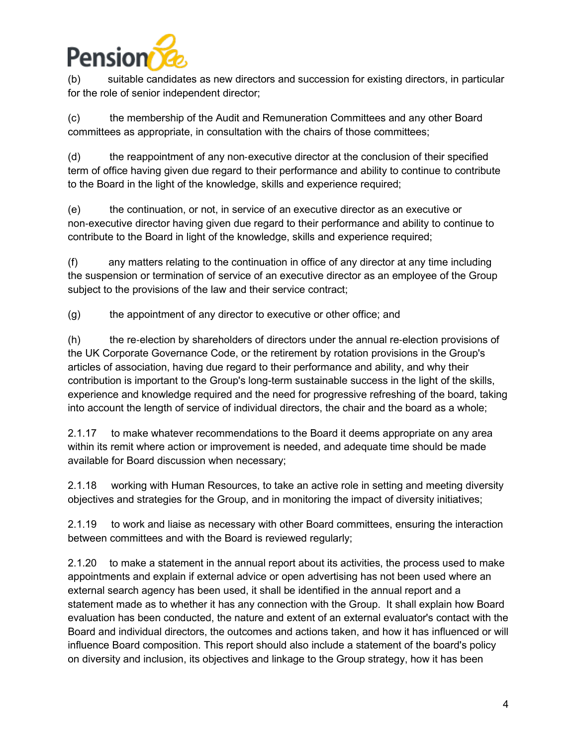(b) suitable candidates as new directors and succession for existing directors, in particular for the role of senior independent director;

(c) the membership of the Audit and Remuneration Committees and any other Board committees as appropriate, in consultation with the chairs of those committees;

(d) the reappointment of any non-executive director at the conclusion of their specified term of office having given due regard to their performance and ability to continue to contribute to the Board in the light of the knowledge, skills and experience required;

(e) the continuation, or not, in service of an executive director as an executive or non-executive director having given due regard to their performance and ability to continue to contribute to the Board in light of the knowledge, skills and experience required;

(f) any matters relating to the continuation in office of any director at any time including the suspension or termination of service of an executive director as an employee of the Group subject to the provisions of the law and their service contract;

(g) the appointment of any director to executive or other office; and

(h) the re-election by shareholders of directors under the annual re-election provisions of the UK Corporate Governance Code, or the retirement by rotation provisions in the Group's articles of association, having due regard to their performance and ability, and why their contribution is important to the Group's long-term sustainable success in the light of the skills, experience and knowledge required and the need for progressive refreshing of the board, taking into account the length of service of individual directors, the chair and the board as a whole;

2.1.17 to make whatever recommendations to the Board it deems appropriate on any area within its remit where action or improvement is needed, and adequate time should be made available for Board discussion when necessary;

2.1.18 working with Human Resources, to take an active role in setting and meeting diversity objectives and strategies for the Group, and in monitoring the impact of diversity initiatives;

2.1.19 to work and liaise as necessary with other Board committees, ensuring the interaction between committees and with the Board is reviewed regularly;

2.1.20 to make a statement in the annual report about its activities, the process used to make appointments and explain if external advice or open advertising has not been used where an external search agency has been used, it shall be identified in the annual report and a statement made as to whether it has any connection with the Group. It shall explain how Board evaluation has been conducted, the nature and extent of an external evaluator's contact with the Board and individual directors, the outcomes and actions taken, and how it has influenced or will influence Board composition. This report should also include a statement of the board's policy on diversity and inclusion, its objectives and linkage to the Group strategy, how it has been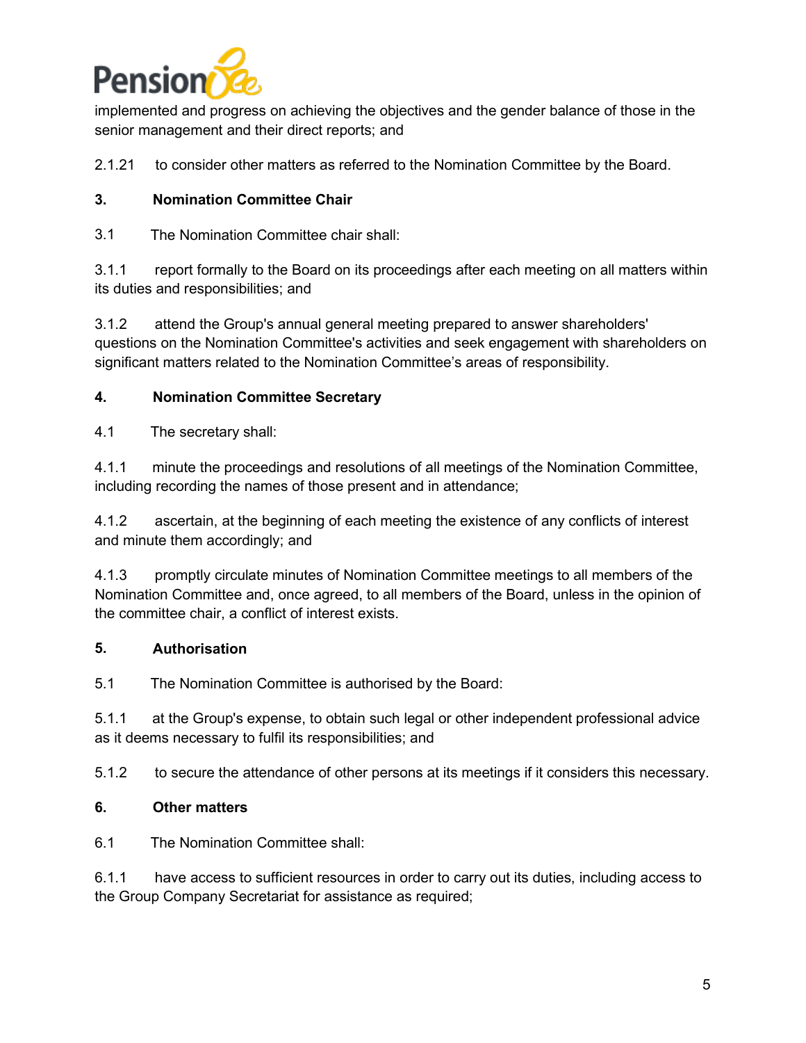implemented and progress on achieving the objectives and the gender balance of those in the senior management and their direct reports; and

2.1.21 to consider other matters as referred to the Nomination Committee by the Board.

**3. Nomination Committee Chair**

3.1 The Nomination Committee chair shall:

3.1.1 report formally to the Board on its proceedings after each meeting on all matters within its duties and responsibilities; and

3.1.2 attend the Group's annual general meeting prepared to answer shareholders' questions on the Nomination Committee's activities and seek engagement with shareholders on significant matters related to the Nomination Committee's areas of responsibility.

**4. Nomination Committee Secretary**

4.1 The secretary shall:

4.1.1 minute the proceedings and resolutions of all meetings of the Nomination Committee, including recording the names of those present and in attendance;

4.1.2 ascertain, at the beginning of each meeting the existence of any conflicts of interest and minute them accordingly; and

4.1.3 promptly circulate minutes of Nomination Committee meetings to all members of the Nomination Committee and, once agreed, to all members of the Board, unless in the opinion of the committee chair, a conflict of interest exists.

**5. Authorisation**

5.1 The Nomination Committee is authorised by the Board:

5.1.1 at the Group's expense, to obtain such legal or other independent professional advice as it deems necessary to fulfil its responsibilities; and

5.1.2 to secure the attendance of other persons at its meetings if it considers this necessary.

**6. Other matters**

6.1 The Nomination Committee shall:

6.1.1 have access to sufficient resources in order to carry out its duties, including access to the Group Company Secretariat for assistance as required;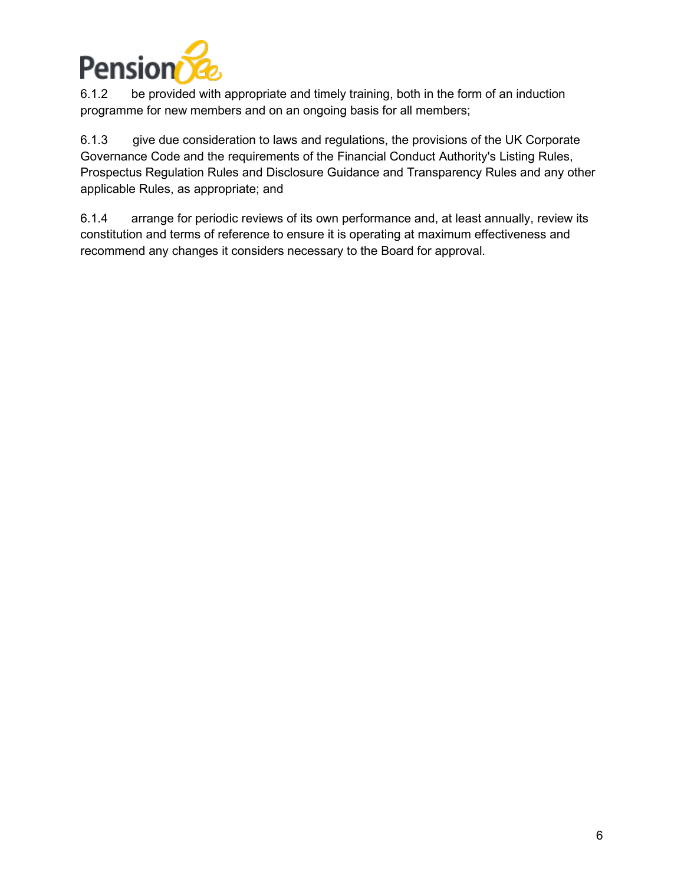6.1.2 be provided with appropriate and timely training, both in the form of an induction programme for new members and on an ongoing basis for all members;

6.1.3 give due consideration to laws and regulations, the provisions of the UK Corporate Governance Code and the requirements of the Financial Conduct Authority's Listing Rules, Prospectus Regulation Rules and Disclosure Guidance and Transparency Rules and any other applicable Rules, as appropriate; and

6.1.4 arrange for periodic reviews of its own performance and, at least annually, review its constitution and terms of reference to ensure it is operating at maximum effectiveness and recommend any changes it considers necessary to the Board for approval.